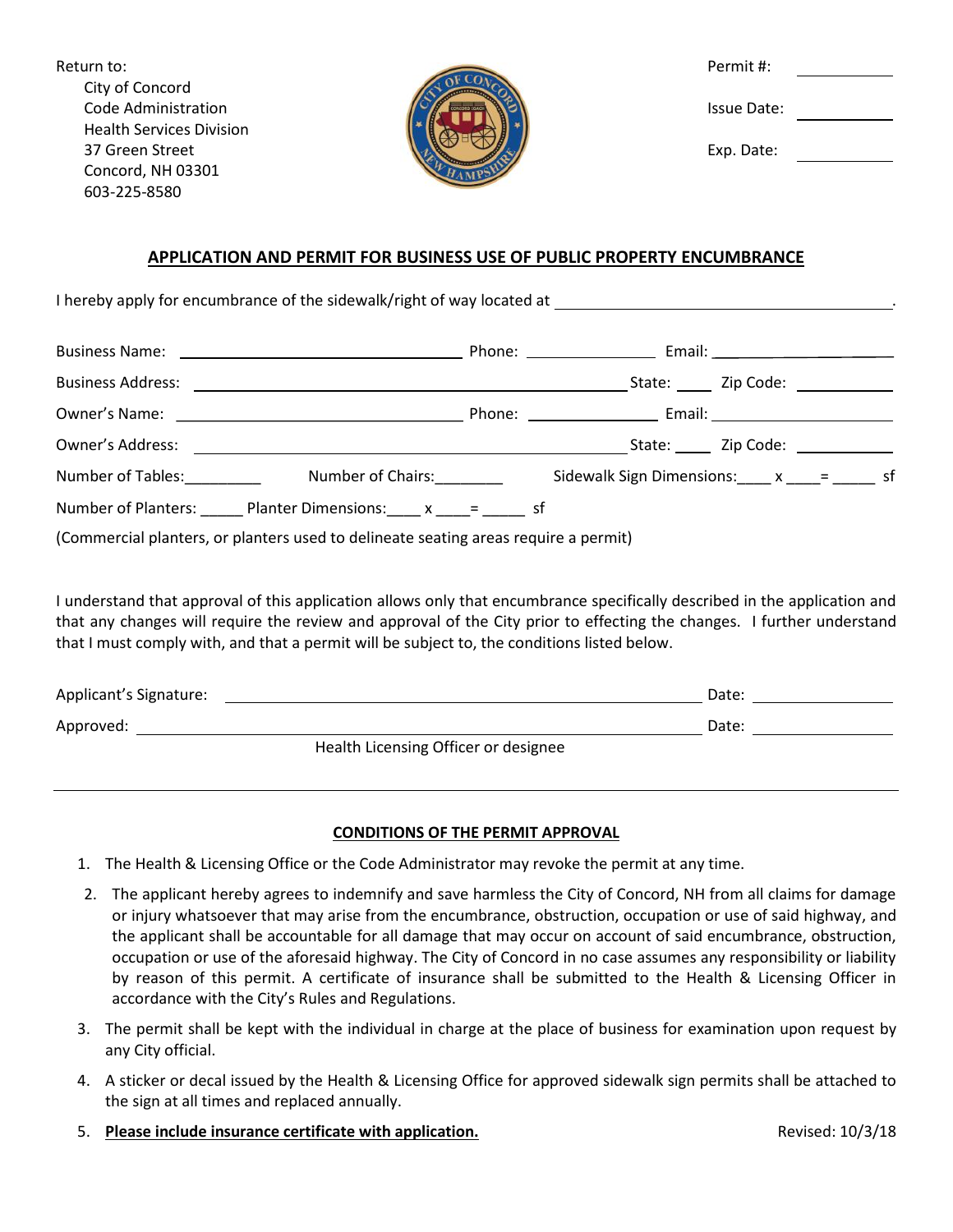Return to:
City of Concord
Code Administration
Health Services Division
37 Green Street
Concord, NH 03301
603-225-8580

Permit #: ____________

Issue Date: ____________

Exp. Date: ____________

## APPLICATION AND PERMIT FOR BUSINESS USE OF PUBLIC PROPERTY ENCUMBRANCE

I hereby apply for encumbrance of the sidewalk/right of way located at ________________________________________.

Business Name: ______________________________ Phone: ______________ Email: ____________________

Business Address: ______________________________________________ State: ____ Zip Code: __________

Owner's Name: ______________________________ Phone: ______________ Email: ____________________

Owner's Address: ______________________________________________ State: ____ Zip Code: __________

Number of Tables:_________ Number of Chairs:________ Sidewalk Sign Dimensions:____ x ____= _____ sf

Number of Planters: _____ Planter Dimensions:____ x ____= _____ sf

(Commercial planters, or planters used to delineate seating areas require a permit)

I understand that approval of this application allows only that encumbrance specifically described in the application and that any changes will require the review and approval of the City prior to effecting the changes. I further understand that I must comply with, and that a permit will be subject to, the conditions listed below.

Applicant's Signature: ____________________________________________ Date: ______________

Approved: ____________________________________________ Date: ______________

Health Licensing Officer or designee

---

### CONDITIONS OF THE PERMIT APPROVAL

1. The Health & Licensing Office or the Code Administrator may revoke the permit at any time.
2. The applicant hereby agrees to indemnify and save harmless the City of Concord, NH from all claims for damage or injury whatsoever that may arise from the encumbrance, obstruction, occupation or use of said highway, and the applicant shall be accountable for all damage that may occur on account of said encumbrance, obstruction, occupation or use of the aforesaid highway. The City of Concord in no case assumes any responsibility or liability by reason of this permit. A certificate of insurance shall be submitted to the Health & Licensing Officer in accordance with the City's Rules and Regulations.
3. The permit shall be kept with the individual in charge at the place of business for examination upon request by any City official.
4. A sticker or decal issued by the Health & Licensing Office for approved sidewalk sign permits shall be attached to the sign at all times and replaced annually.
5. **Please include insurance certificate with application.**

Revised: 10/3/18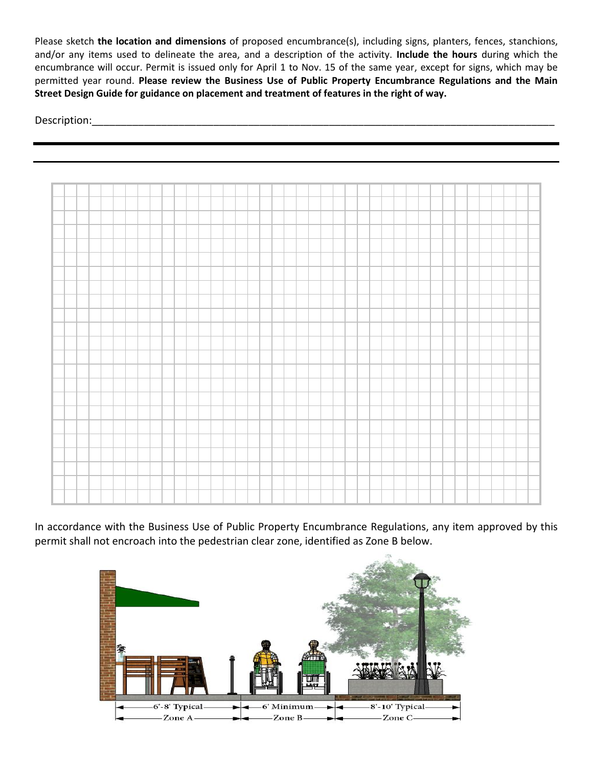Please sketch **the location and dimensions** of proposed encumbrance(s), including signs, planters, fences, stanchions, and/or any items used to delineate the area, and a description of the activity. **Include the hours** during which the encumbrance will occur. Permit is issued only for April 1 to Nov. 15 of the same year, except for signs, which may be permitted year round. **Please review the Business Use of Public Property Encumbrance Regulations and the Main Street Design Guide for guidance on placement and treatment of features in the right of way.**

Description:\_\_\_\_\_\_\_\_\_\_\_\_\_\_\_\_\_\_\_\_\_\_\_\_\_\_\_\_\_\_\_\_\_\_\_\_\_\_\_\_\_\_\_\_\_\_\_\_\_\_\_\_\_\_\_\_\_\_\_\_\_\_\_\_\_\_\_\_\_\_\_\_\_\_\_\_\_\_\_\_\_

In accordance with the Business Use of Public Property Encumbrance Regulations, any item approved by this permit shall not encroach into the pedestrian clear zone, identified as Zone B below.

6'-8' Typical
Zone A
6' Minimum
Zone B
8'-10' Typical
Zone C